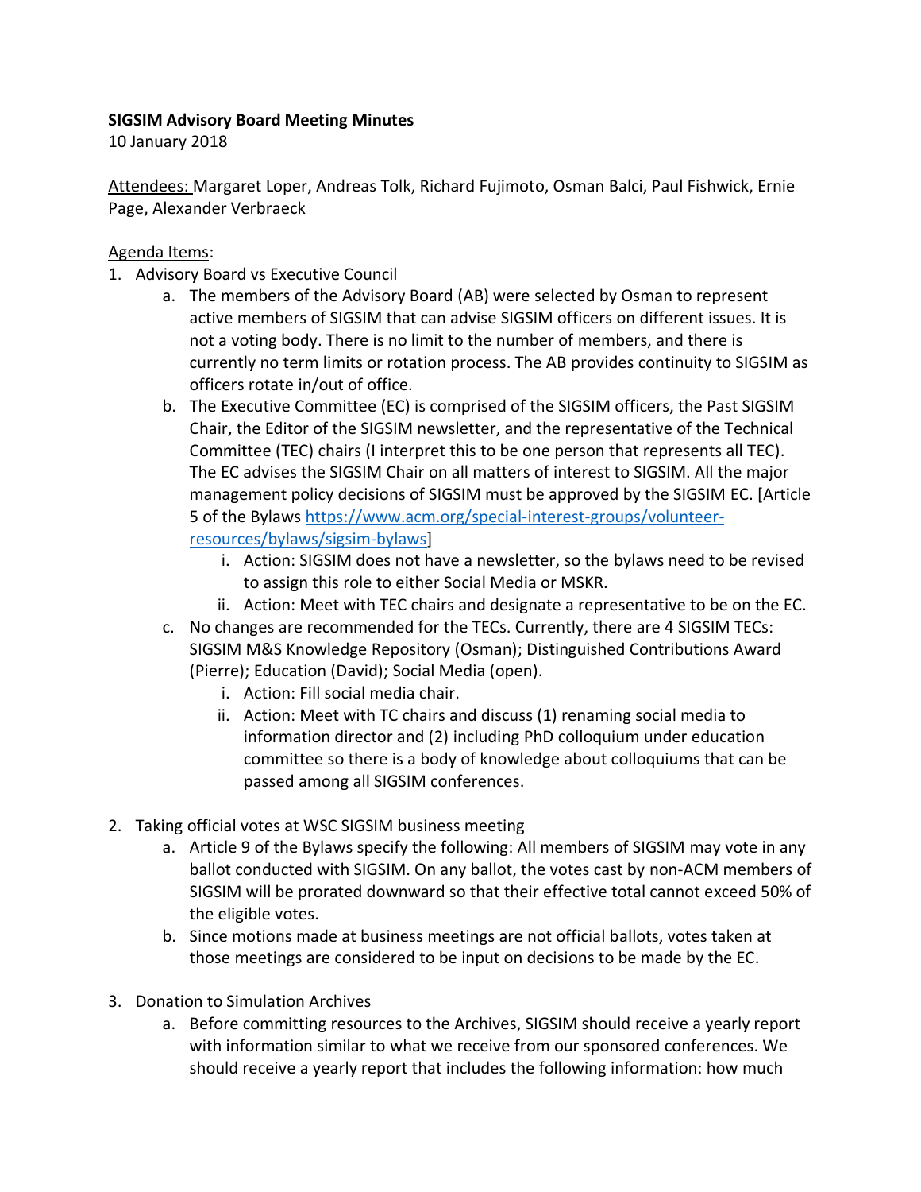**SIGSIM Advisory Board Meeting Minutes**
10 January 2018

Attendees: Margaret Loper, Andreas Tolk, Richard Fujimoto, Osman Balci, Paul Fishwick, Ernie Page, Alexander Verbraeck

Agenda Items:

1. Advisory Board vs Executive Council
   a. The members of the Advisory Board (AB) were selected by Osman to represent active members of SIGSIM that can advise SIGSIM officers on different issues. It is not a voting body. There is no limit to the number of members, and there is currently no term limits or rotation process. The AB provides continuity to SIGSIM as officers rotate in/out of office.
   b. The Executive Committee (EC) is comprised of the SIGSIM officers, the Past SIGSIM Chair, the Editor of the SIGSIM newsletter, and the representative of the Technical Committee (TEC) chairs (I interpret this to be one person that represents all TEC). The EC advises the SIGSIM Chair on all matters of interest to SIGSIM. All the major management policy decisions of SIGSIM must be approved by the SIGSIM EC. [Article 5 of the Bylaws https://www.acm.org/special-interest-groups/volunteer-resources/bylaws/sigsim-bylaws]
      i. Action: SIGSIM does not have a newsletter, so the bylaws need to be revised to assign this role to either Social Media or MSKR.
      ii. Action: Meet with TEC chairs and designate a representative to be on the EC.
   c. No changes are recommended for the TECs. Currently, there are 4 SIGSIM TECs: SIGSIM M&S Knowledge Repository (Osman); Distinguished Contributions Award (Pierre); Education (David); Social Media (open).
      i. Action: Fill social media chair.
      ii. Action: Meet with TC chairs and discuss (1) renaming social media to information director and (2) including PhD colloquium under education committee so there is a body of knowledge about colloquiums that can be passed among all SIGSIM conferences.

2. Taking official votes at WSC SIGSIM business meeting
   a. Article 9 of the Bylaws specify the following: All members of SIGSIM may vote in any ballot conducted with SIGSIM. On any ballot, the votes cast by non-ACM members of SIGSIM will be prorated downward so that their effective total cannot exceed 50% of the eligible votes.
   b. Since motions made at business meetings are not official ballots, votes taken at those meetings are considered to be input on decisions to be made by the EC.

3. Donation to Simulation Archives
   a. Before committing resources to the Archives, SIGSIM should receive a yearly report with information similar to what we receive from our sponsored conferences. We should receive a yearly report that includes the following information: how much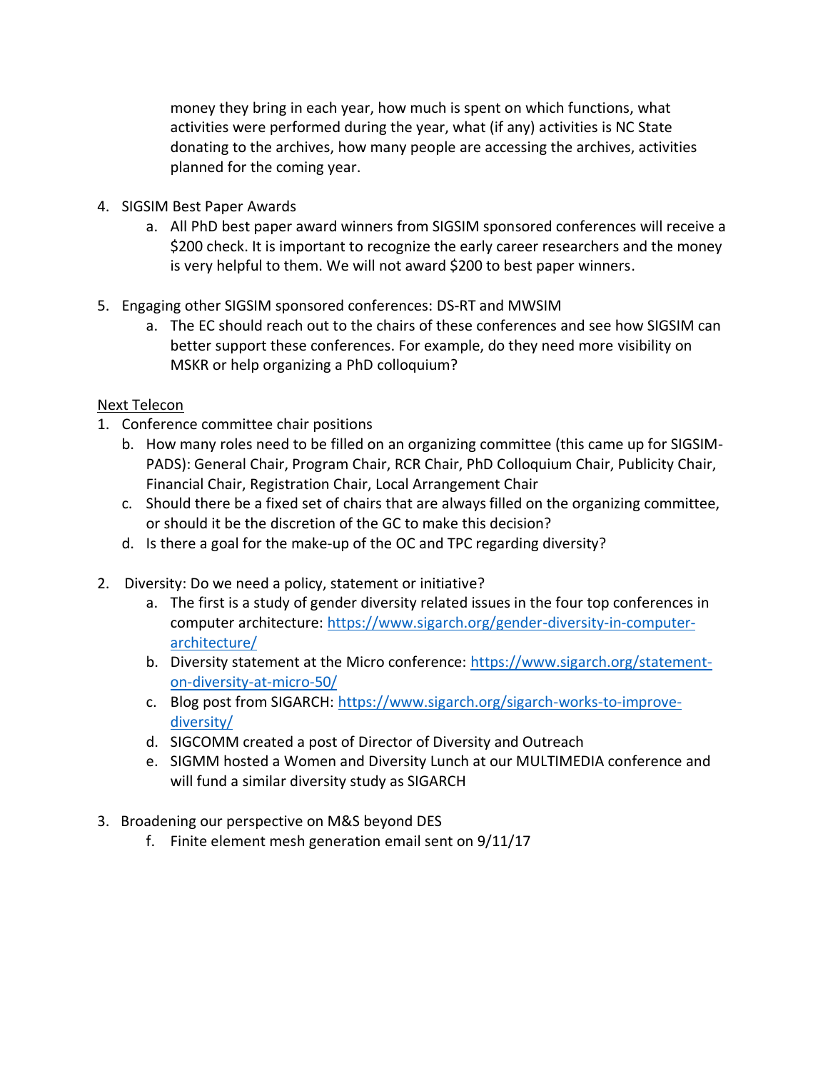money they bring in each year, how much is spent on which functions, what activities were performed during the year, what (if any) activities is NC State donating to the archives, how many people are accessing the archives, activities planned for the coming year.

4. SIGSIM Best Paper Awards
    a. All PhD best paper award winners from SIGSIM sponsored conferences will receive a $200 check. It is important to recognize the early career researchers and the money is very helpful to them. We will not award $200 to best paper winners.

5. Engaging other SIGSIM sponsored conferences: DS-RT and MWSIM
    a. The EC should reach out to the chairs of these conferences and see how SIGSIM can better support these conferences. For example, do they need more visibility on MSKR or help organizing a PhD colloquium?

<u>Next Telecon</u>

1. Conference committee chair positions
    b. How many roles need to be filled on an organizing committee (this came up for SIGSIM-PADS): General Chair, Program Chair, RCR Chair, PhD Colloquium Chair, Publicity Chair, Financial Chair, Registration Chair, Local Arrangement Chair
    c. Should there be a fixed set of chairs that are always filled on the organizing committee, or should it be the discretion of the GC to make this decision?
    d. Is there a goal for the make-up of the OC and TPC regarding diversity?

2. Diversity: Do we need a policy, statement or initiative?
    a. The first is a study of gender diversity related issues in the four top conferences in computer architecture: https://www.sigarch.org/gender-diversity-in-computer-architecture/
    b. Diversity statement at the Micro conference: https://www.sigarch.org/statement-on-diversity-at-micro-50/
    c. Blog post from SIGARCH: https://www.sigarch.org/sigarch-works-to-improve-diversity/
    d. SIGCOMM created a post of Director of Diversity and Outreach
    e. SIGMM hosted a Women and Diversity Lunch at our MULTIMEDIA conference and will fund a similar diversity study as SIGARCH

3. Broadening our perspective on M&S beyond DES
    f. Finite element mesh generation email sent on 9/11/17